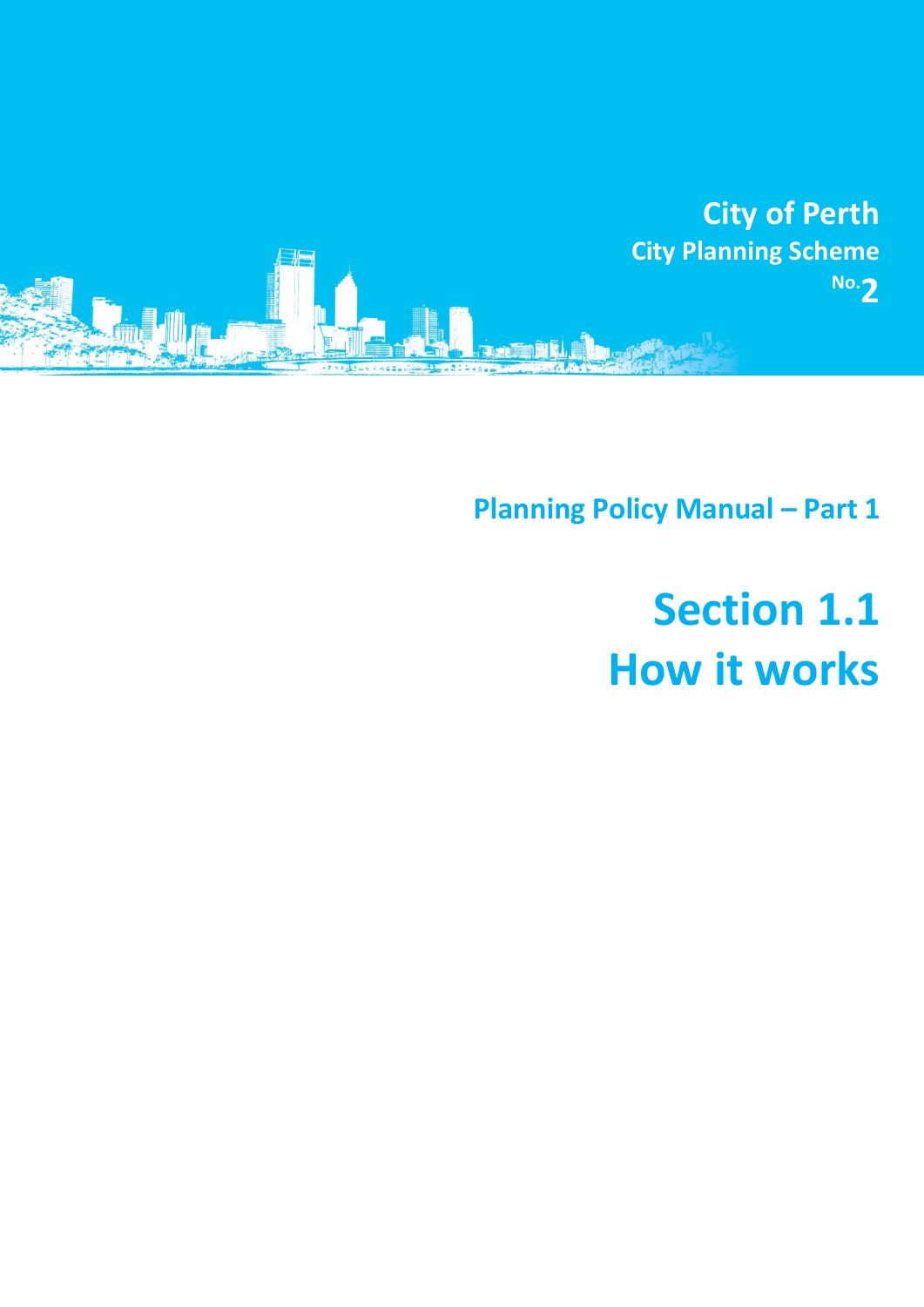**City of Perth**
**City Planning Scheme**
**No.2**

## Planning Policy Manual – Part 1

# Section 1.1
# How it works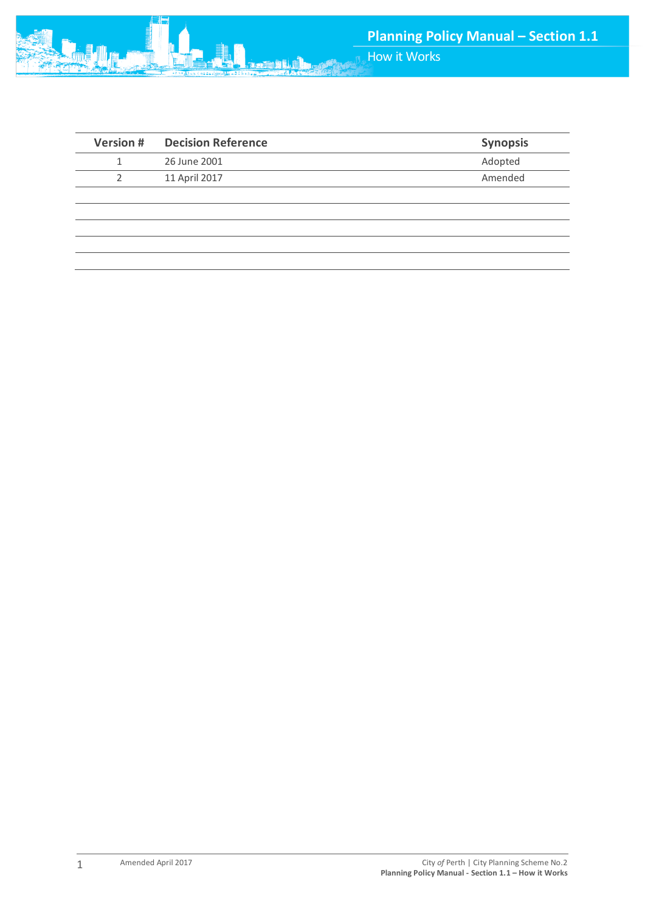| Version # | Decision Reference | Synopsis |
|---|---|---|
| 1 | 26 June 2001 | Adopted |
| 2 | 11 April 2017 | Amended |
| | | |
| | | |
| | | |
| | | |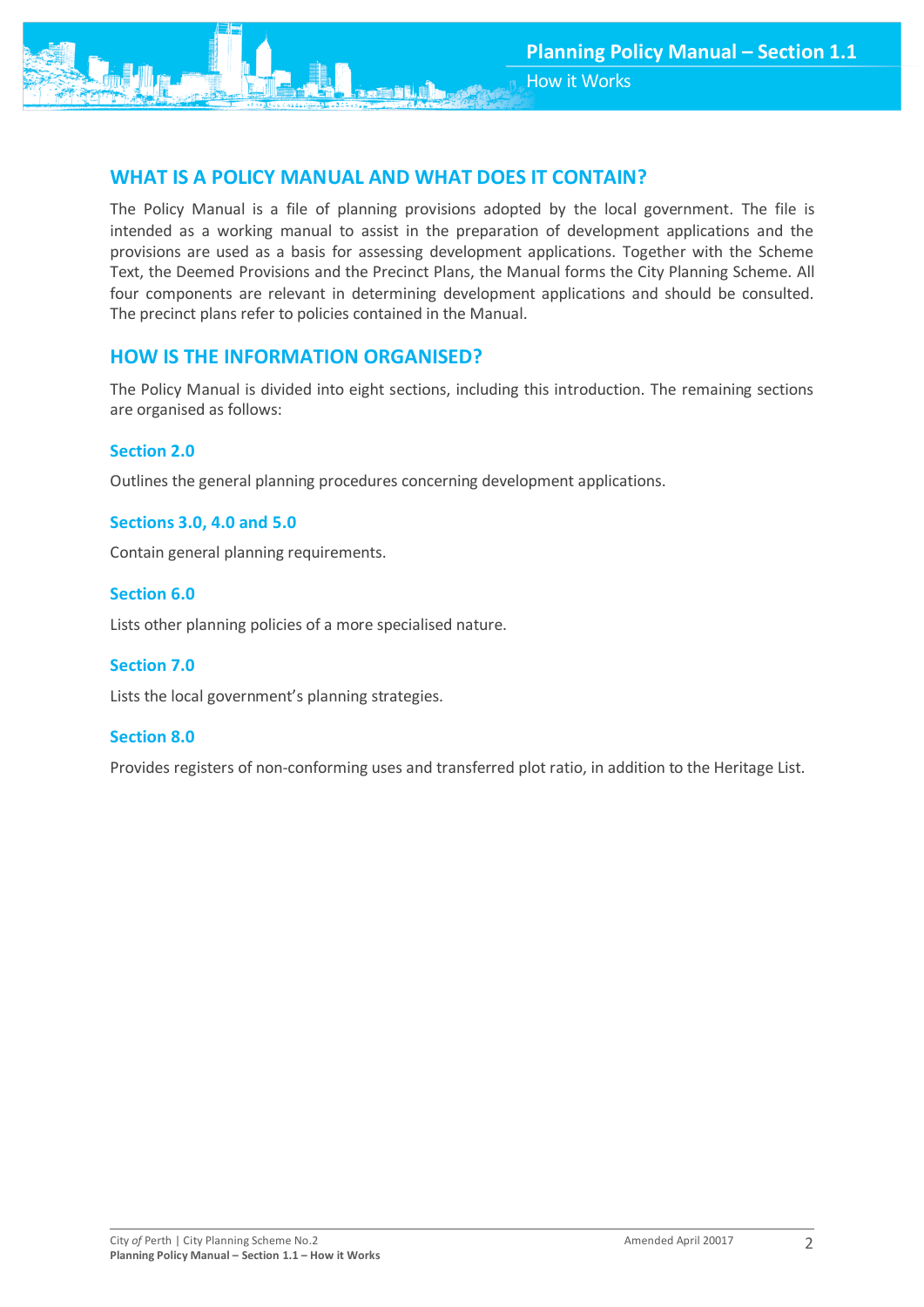## WHAT IS A POLICY MANUAL AND WHAT DOES IT CONTAIN?

The Policy Manual is a file of planning provisions adopted by the local government. The file is intended as a working manual to assist in the preparation of development applications and the provisions are used as a basis for assessing development applications. Together with the Scheme Text, the Deemed Provisions and the Precinct Plans, the Manual forms the City Planning Scheme. All four components are relevant in determining development applications and should be consulted. The precinct plans refer to policies contained in the Manual.

## HOW IS THE INFORMATION ORGANISED?

The Policy Manual is divided into eight sections, including this introduction. The remaining sections are organised as follows:

### Section 2.0

Outlines the general planning procedures concerning development applications.

### Sections 3.0, 4.0 and 5.0

Contain general planning requirements.

### Section 6.0

Lists other planning policies of a more specialised nature.

### Section 7.0

Lists the local government's planning strategies.

### Section 8.0

Provides registers of non-conforming uses and transferred plot ratio, in addition to the Heritage List.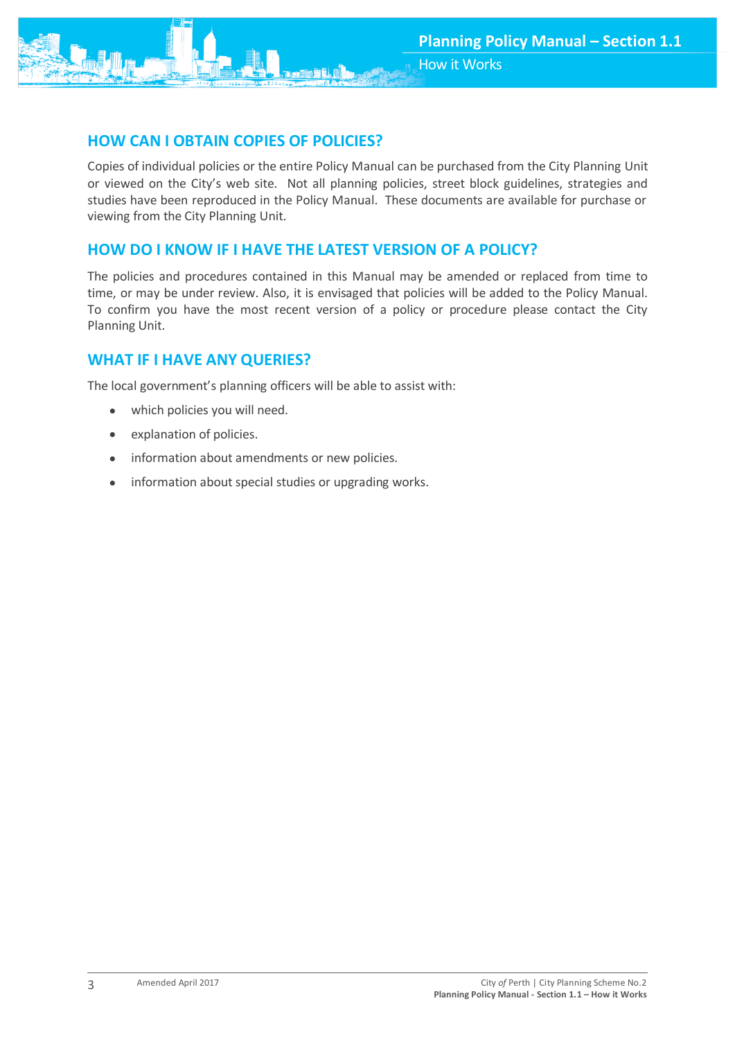## HOW CAN I OBTAIN COPIES OF POLICIES?

Copies of individual policies or the entire Policy Manual can be purchased from the City Planning Unit or viewed on the City's web site. Not all planning policies, street block guidelines, strategies and studies have been reproduced in the Policy Manual. These documents are available for purchase or viewing from the City Planning Unit.

## HOW DO I KNOW IF I HAVE THE LATEST VERSION OF A POLICY?

The policies and procedures contained in this Manual may be amended or replaced from time to time, or may be under review. Also, it is envisaged that policies will be added to the Policy Manual. To confirm you have the most recent version of a policy or procedure please contact the City Planning Unit.

## WHAT IF I HAVE ANY QUERIES?

The local government's planning officers will be able to assist with:

- which policies you will need.
- explanation of policies.
- information about amendments or new policies.
- information about special studies or upgrading works.